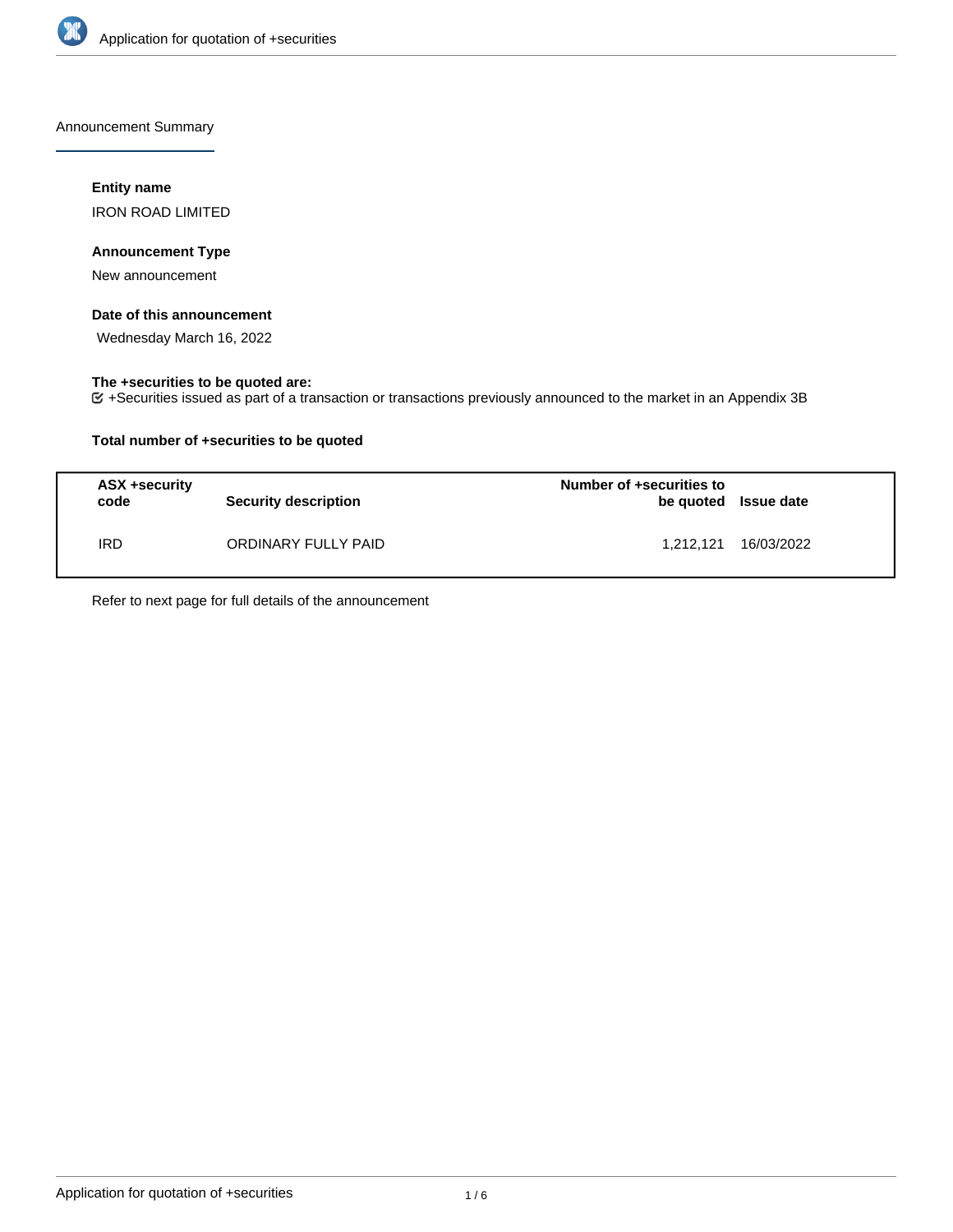Announcement Summary

**Entity name**

IRON ROAD LIMITED

**Announcement Type**

New announcement

**Date of this announcement**

Wednesday March 16, 2022

**The +securities to be quoted are:**

+Securities issued as part of a transaction or transactions previously announced to the market in an Appendix 3B

**Total number of +securities to be quoted**

| ASX +security code | Security description | Number of +securities to be quoted | Issue date |
|---|---|---|---|
| IRD | ORDINARY FULLY PAID | 1,212,121 | 16/03/2022 |

Refer to next page for full details of the announcement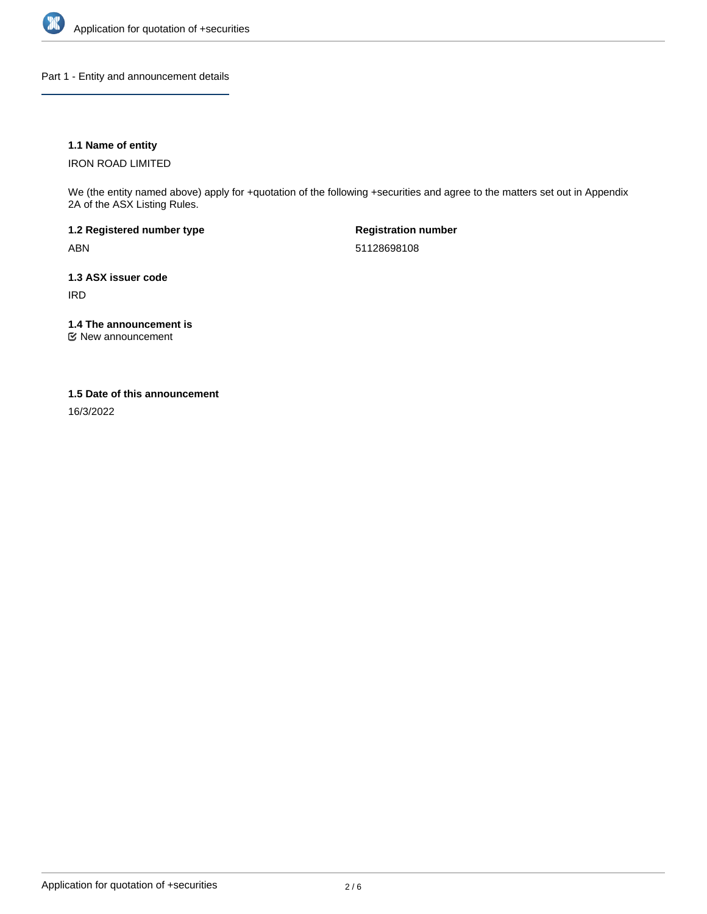## Part 1 - Entity and announcement details

### 1.1 Name of entity

IRON ROAD LIMITED

We (the entity named above) apply for +quotation of the following +securities and agree to the matters set out in Appendix 2A of the ASX Listing Rules.

**1.2 Registered number type**

ABN

**Registration number**

51128698108

### 1.3 ASX issuer code

IRD

### 1.4 The announcement is

☑ New announcement

### 1.5 Date of this announcement

16/3/2022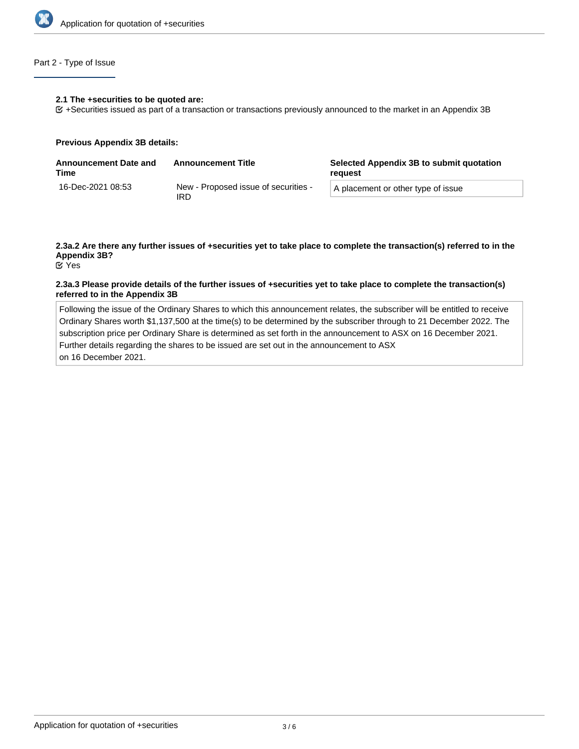## Part 2 - Type of Issue

**2.1 The +securities to be quoted are:**

☑ +Securities issued as part of a transaction or transactions previously announced to the market in an Appendix 3B

**Previous Appendix 3B details:**

| Announcement Date and Time | Announcement Title | Selected Appendix 3B to submit quotation request |
|---|---|---|
| 16-Dec-2021 08:53 | New - Proposed issue of securities - IRD | A placement or other type of issue |

**2.3a.2 Are there any further issues of +securities yet to take place to complete the transaction(s) referred to in the Appendix 3B?**

☑ Yes

**2.3a.3 Please provide details of the further issues of +securities yet to take place to complete the transaction(s) referred to in the Appendix 3B**

Following the issue of the Ordinary Shares to which this announcement relates, the subscriber will be entitled to receive Ordinary Shares worth $1,137,500 at the time(s) to be determined by the subscriber through to 21 December 2022. The subscription price per Ordinary Share is determined as set forth in the announcement to ASX on 16 December 2021. Further details regarding the shares to be issued are set out in the announcement to ASX on 16 December 2021.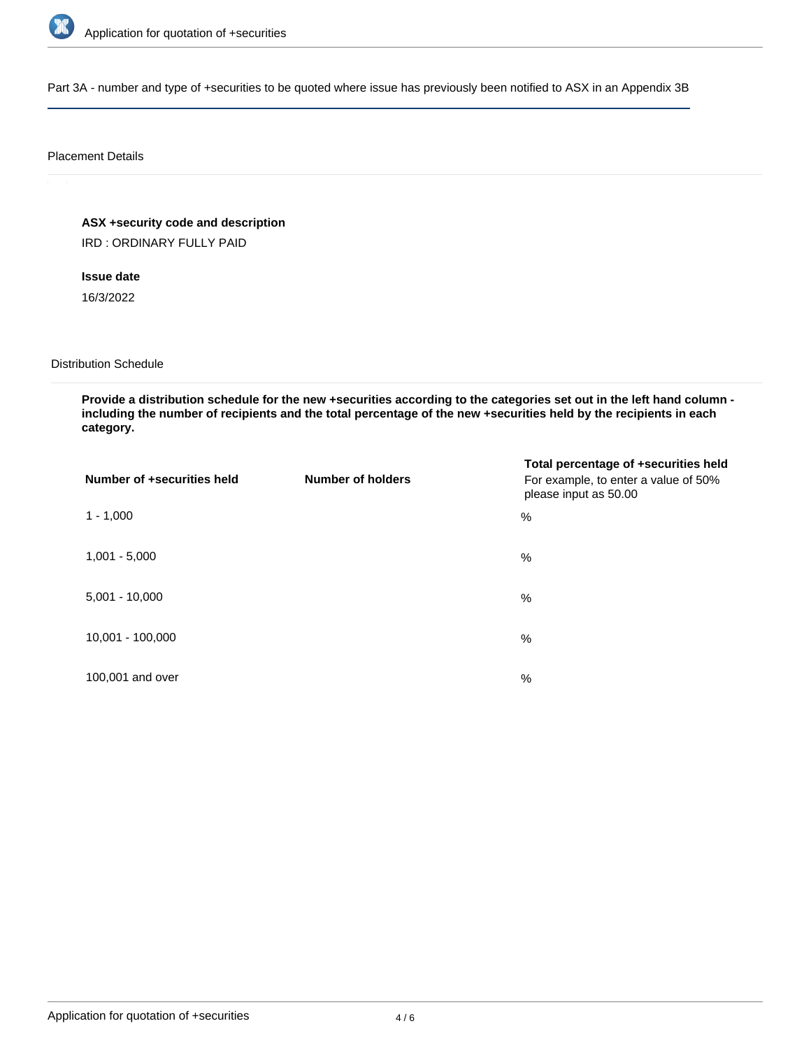## Part 3A - number and type of +securities to be quoted where issue has previously been notified to ASX in an Appendix 3B

### Placement Details

**ASX +security code and description**

IRD : ORDINARY FULLY PAID

**Issue date**

16/3/2022

### Distribution Schedule

**Provide a distribution schedule for the new +securities according to the categories set out in the left hand column - including the number of recipients and the total percentage of the new +securities held by the recipients in each category.**

| Number of +securities held | Number of holders | Total percentage of +securities held For example, to enter a value of 50% please input as 50.00 |
| --- | --- | --- |
| 1 - 1,000 | | % |
| 1,001 - 5,000 | | % |
| 5,001 - 10,000 | | % |
| 10,001 - 100,000 | | % |
| 100,001 and over | | % |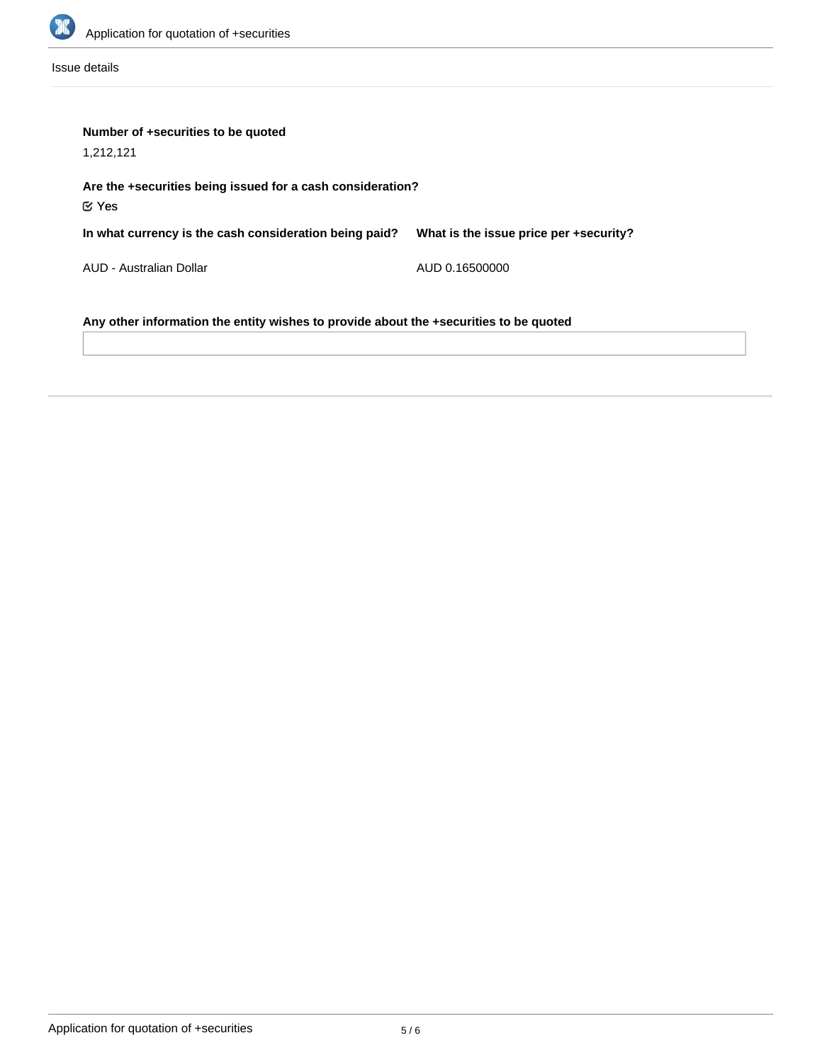Issue details

**Number of +securities to be quoted**

1,212,121

**Are the +securities being issued for a cash consideration?**

☑ Yes

**In what currency is the cash consideration being paid?**

AUD - Australian Dollar

**What is the issue price per +security?**

AUD 0.16500000

**Any other information the entity wishes to provide about the +securities to be quoted**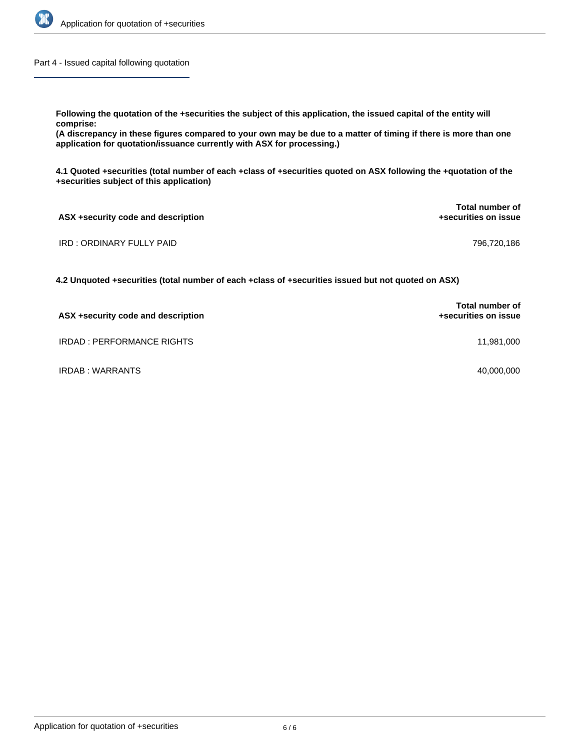## Part 4 - Issued capital following quotation

**Following the quotation of the +securities the subject of this application, the issued capital of the entity will comprise:**
**(A discrepancy in these figures compared to your own may be due to a matter of timing if there is more than one application for quotation/issuance currently with ASX for processing.)**

**4.1 Quoted +securities (total number of each +class of +securities quoted on ASX following the +quotation of the +securities subject of this application)**

| ASX +security code and description | Total number of +securities on issue |
|---|---|
| IRD : ORDINARY FULLY PAID | 796,720,186 |

**4.2 Unquoted +securities (total number of each +class of +securities issued but not quoted on ASX)**

| ASX +security code and description | Total number of +securities on issue |
|---|---|
| IRDAD : PERFORMANCE RIGHTS | 11,981,000 |
| IRDAB : WARRANTS | 40,000,000 |